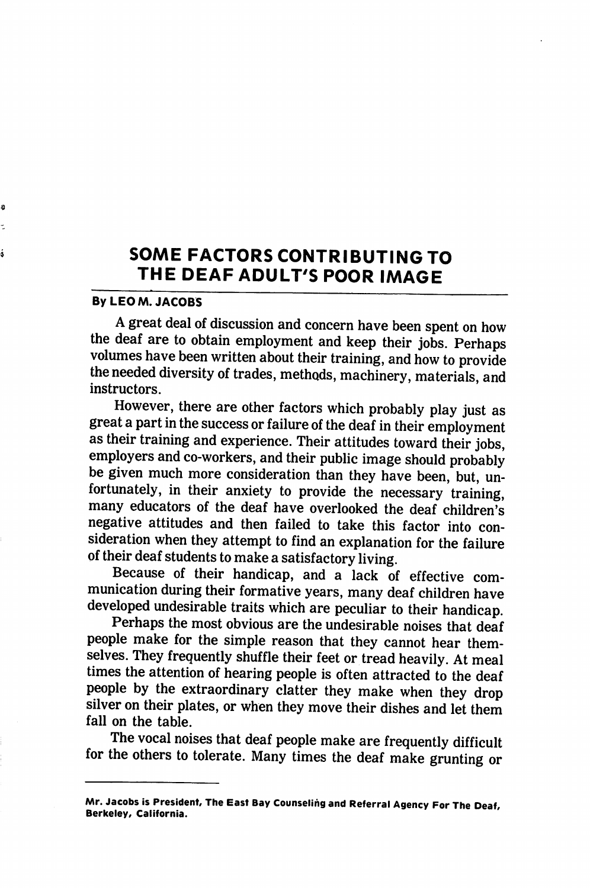# SOME FACTORS CONTRIBUTING TO THE DEAF ADULT'S POOR IMAGE

**By LEO M. JACOBS**

A great deal of discussion and concern have been spent on how the deaf are to obtain employment and keep their jobs. Perhaps volumes have been written about their training, and how to provide the needed diversity of trades, methods, machinery, materials, and instructors.

However, there are other factors which probably play just as great a part in the success or failure of the deaf in their employment as their training and experience. Their attitudes toward their jobs, employers and co-workers, and their public image should probably be given much more consideration than they have been, but, unfortunately, in their anxiety to provide the necessary training, many educators of the deaf have overlooked the deaf children's negative attitudes and then failed to take this factor into consideration when they attempt to find an explanation for the failure of their deaf students to make a satisfactory living.

Because of their handicap, and a lack of effective communication during their formative years, many deaf children have developed undesirable traits which are peculiar to their handicap.

Perhaps the most obvious are the undesirable noises that deaf people make for the simple reason that they cannot hear themselves. They frequently shuffle their feet or tread heavily. At meal times the attention of hearing people is often attracted to the deaf people by the extraordinary clatter they make when they drop silver on their plates, or when they move their dishes and let them fall on the table.

The vocal noises that deaf people make are frequently difficult for the others to tolerate. Many times the deaf make grunting or

---

**Mr. Jacobs is President, The East Bay Counseling and Referral Agency For The Deaf, Berkeley, California.**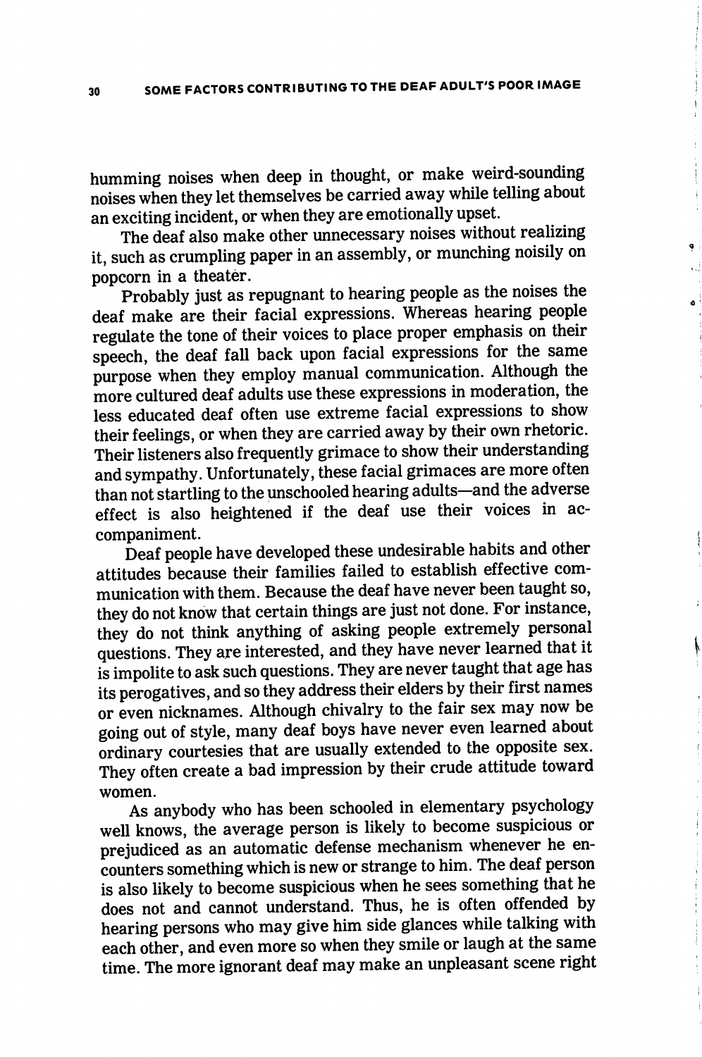humming noises when deep in thought, or make weird-sounding noises when they let themselves be carried away while telling about an exciting incident, or when they are emotionally upset.

The deaf also make other unnecessary noises without realizing it, such as crumpling paper in an assembly, or munching noisily on popcorn in a theater.

Probably just as repugnant to hearing people as the noises the deaf make are their facial expressions. Whereas hearing people regulate the tone of their voices to place proper emphasis on their speech, the deaf fall back upon facial expressions for the same purpose when they employ manual communication. Although the more cultured deaf adults use these expressions in moderation, the less educated deaf often use extreme facial expressions to show their feelings, or when they are carried away by their own rhetoric. Their listeners also frequently grimace to show their understanding and sympathy. Unfortunately, these facial grimaces are more often than not startling to the unschooled hearing adults—and the adverse effect is also heightened if the deaf use their voices in accompaniment.

Deaf people have developed these undesirable habits and other attitudes because their families failed to establish effective communication with them. Because the deaf have never been taught so, they do not know that certain things are just not done. For instance, they do not think anything of asking people extremely personal questions. They are interested, and they have never learned that it is impolite to ask such questions. They are never taught that age has its perogatives, and so they address their elders by their first names or even nicknames. Although chivalry to the fair sex may now be going out of style, many deaf boys have never even learned about ordinary courtesies that are usually extended to the opposite sex. They often create a bad impression by their crude attitude toward women.

As anybody who has been schooled in elementary psychology well knows, the average person is likely to become suspicious or prejudiced as an automatic defense mechanism whenever he encounters something which is new or strange to him. The deaf person is also likely to become suspicious when he sees something that he does not and cannot understand. Thus, he is often offended by hearing persons who may give him side glances while talking with each other, and even more so when they smile or laugh at the same time. The more ignorant deaf may make an unpleasant scene right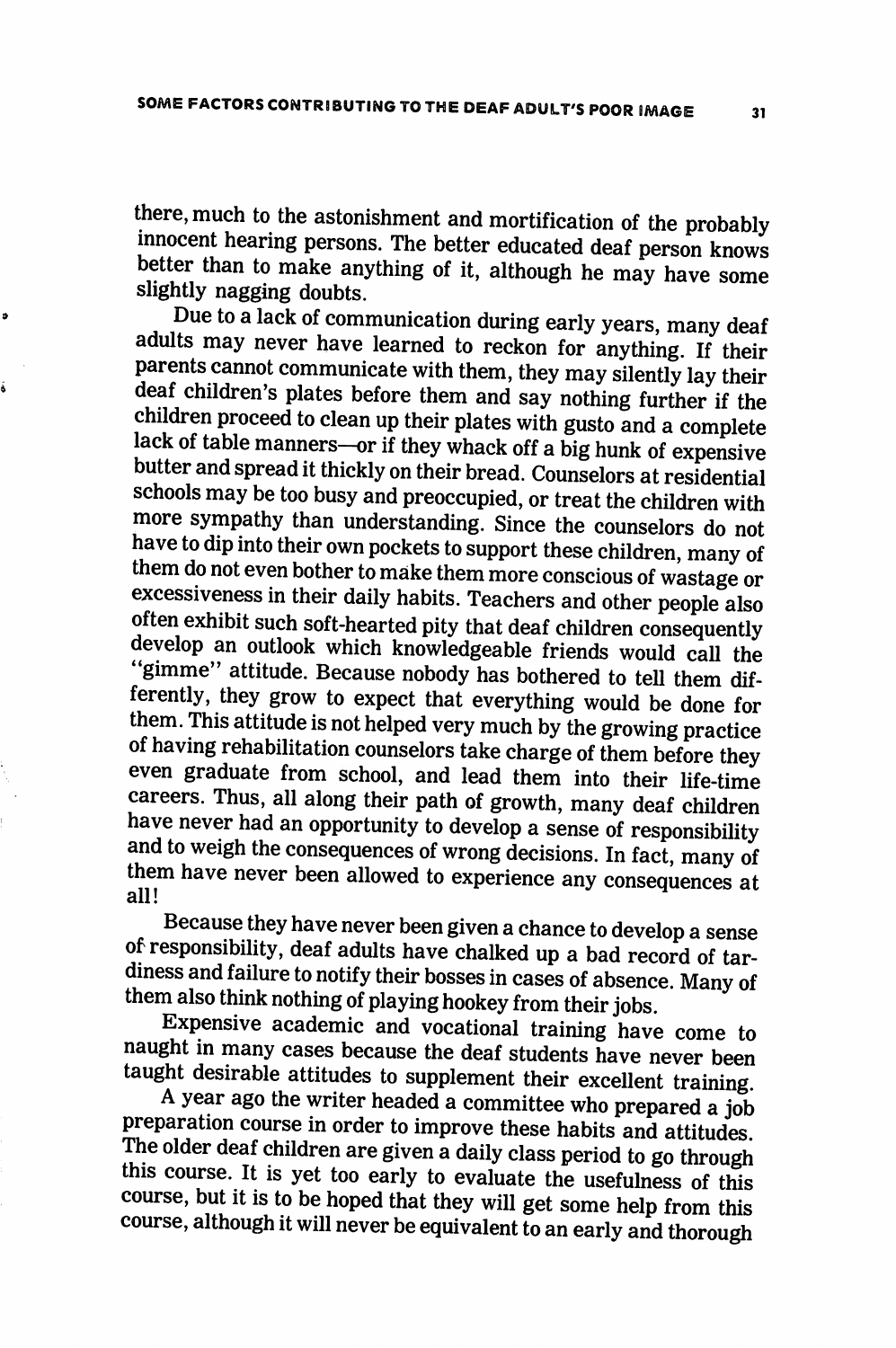there, much to the astonishment and mortification of the probably innocent hearing persons. The better educated deaf person knows better than to make anything of it, although he may have some slightly nagging doubts.

Due to a lack of communication during early years, many deaf adults may never have learned to reckon for anything. If their parents cannot communicate with them, they may silently lay their deaf children's plates before them and say nothing further if the children proceed to clean up their plates with gusto and a complete lack of table manners—or if they whack off a big hunk of expensive butter and spread it thickly on their bread. Counselors at residential schools may be too busy and preoccupied, or treat the children with more sympathy than understanding. Since the counselors do not have to dip into their own pockets to support these children, many of them do not even bother to make them more conscious of wastage or excessiveness in their daily habits. Teachers and other people also often exhibit such soft-hearted pity that deaf children consequently develop an outlook which knowledgeable friends would call the "gimme" attitude. Because nobody has bothered to tell them differently, they grow to expect that everything would be done for them. This attitude is not helped very much by the growing practice of having rehabilitation counselors take charge of them before they even graduate from school, and lead them into their life-time careers. Thus, all along their path of growth, many deaf children have never had an opportunity to develop a sense of responsibility and to weigh the consequences of wrong decisions. In fact, many of them have never been allowed to experience any consequences at all!

Because they have never been given a chance to develop a sense of responsibility, deaf adults have chalked up a bad record of tardiness and failure to notify their bosses in cases of absence. Many of them also think nothing of playing hookey from their jobs.

Expensive academic and vocational training have come to naught in many cases because the deaf students have never been taught desirable attitudes to supplement their excellent training.

A year ago the writer headed a committee who prepared a job preparation course in order to improve these habits and attitudes. The older deaf children are given a daily class period to go through this course. It is yet too early to evaluate the usefulness of this course, but it is to be hoped that they will get some help from this course, although it will never be equivalent to an early and thorough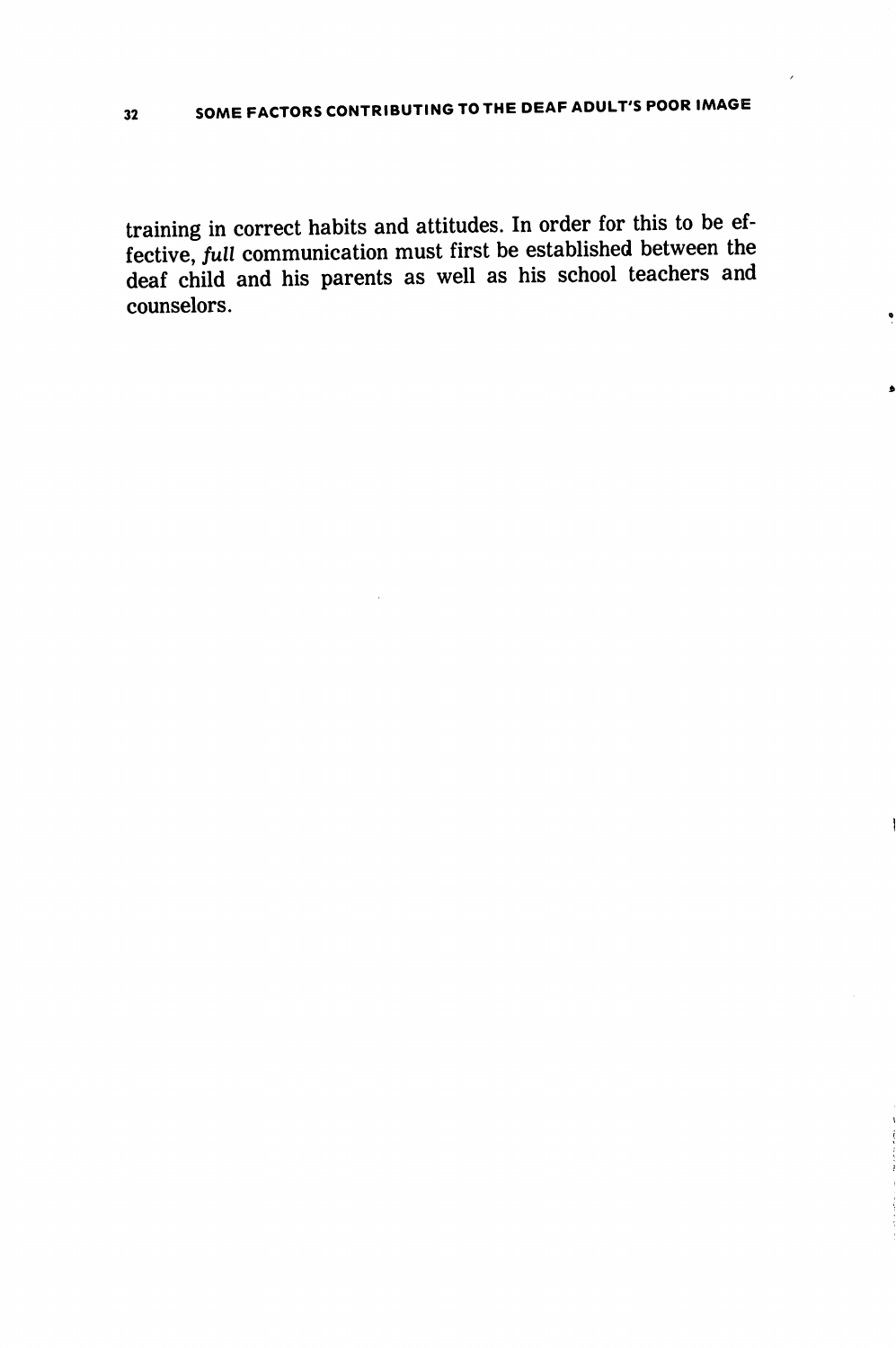training in correct habits and attitudes. In order for this to be effective, *full* communication must first be established between the deaf child and his parents as well as his school teachers and counselors.